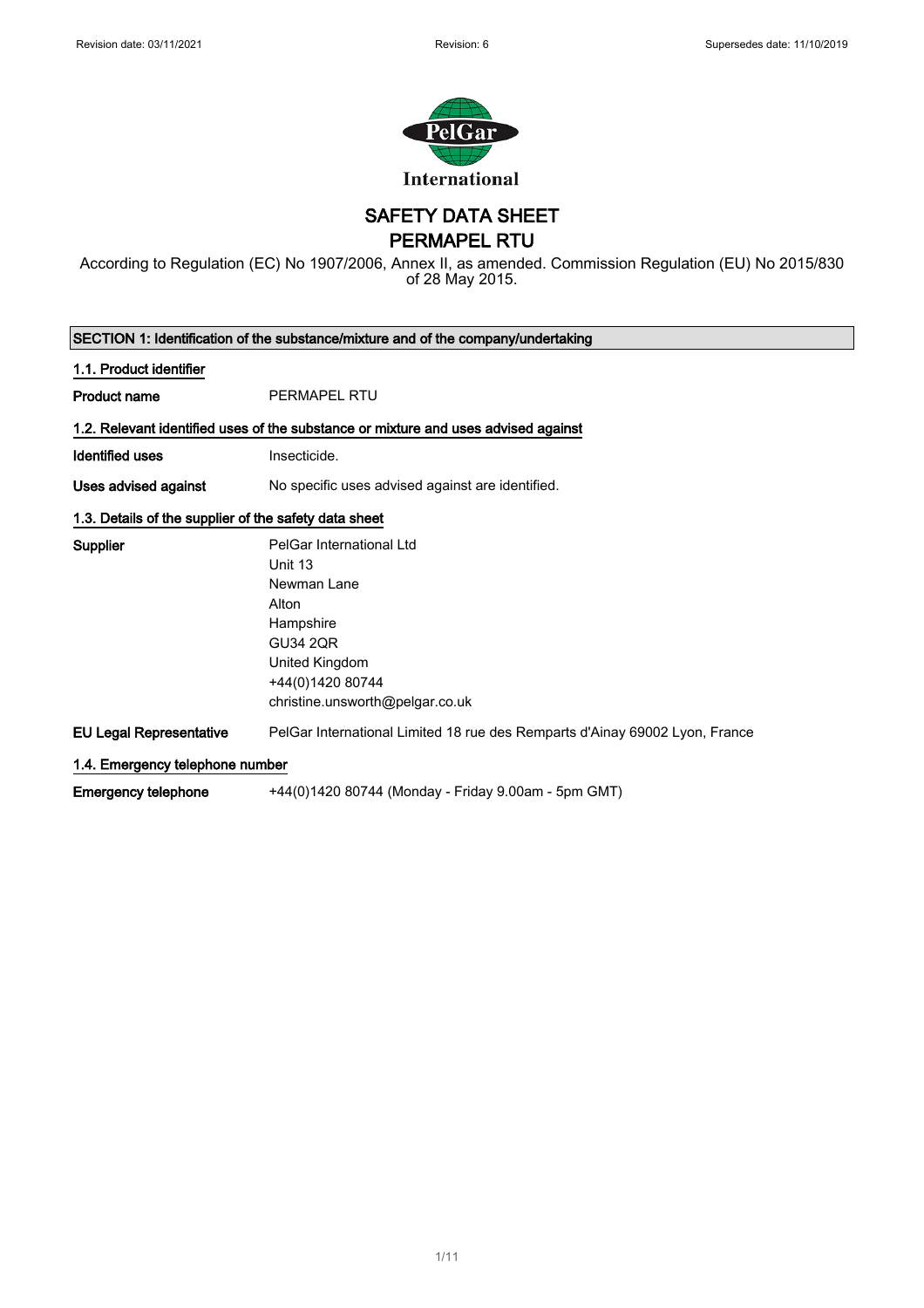Revision date: 03/11/2021 Revision: 6 Supersedes date: 11/10/2019

# SAFETY DATA SHEET
# PERMAPEL RTU

According to Regulation (EC) No 1907/2006, Annex II, as amended. Commission Regulation (EU) No 2015/830 of 28 May 2015.

## SECTION 1: Identification of the substance/mixture and of the company/undertaking

### 1.1. Product identifier

**Product name** PERMAPEL RTU

### 1.2. Relevant identified uses of the substance or mixture and uses advised against

**Identified uses** Insecticide.

**Uses advised against** No specific uses advised against are identified.

### 1.3. Details of the supplier of the safety data sheet

**Supplier**
PelGar International Ltd
Unit 13
Newman Lane
Alton
Hampshire
GU34 2QR
United Kingdom
+44(0)1420 80744
christine.unsworth@pelgar.co.uk

**EU Legal Representative** PelGar International Limited 18 rue des Remparts d'Ainay 69002 Lyon, France

### 1.4. Emergency telephone number

**Emergency telephone** +44(0)1420 80744 (Monday - Friday 9.00am - 5pm GMT)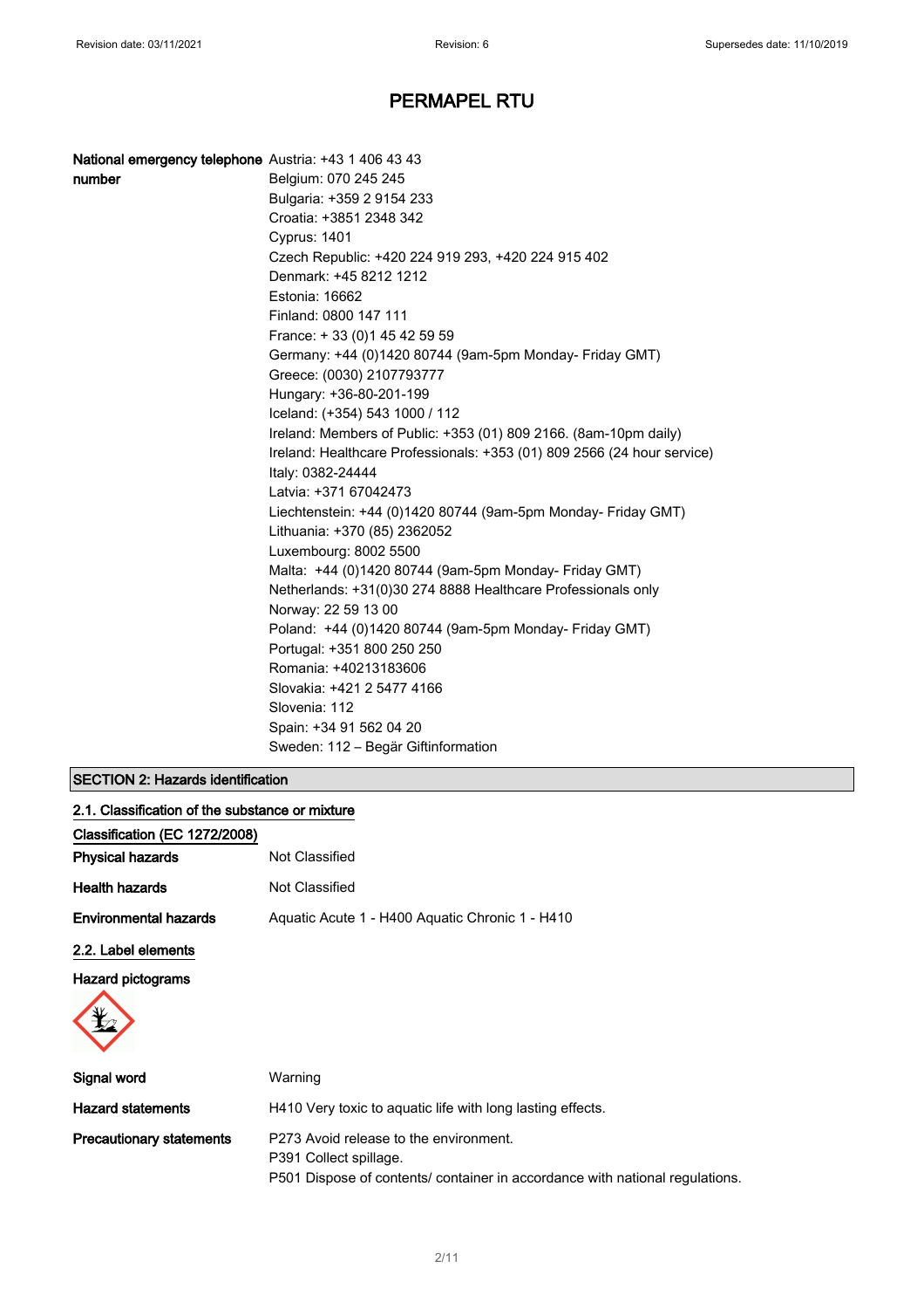# PERMAPEL RTU

| | |
|---|---|
| **National emergency telephone number** | Austria: +43 1 406 43 43<br>Belgium: 070 245 245<br>Bulgaria: +359 2 9154 233<br>Croatia: +3851 2348 342<br>Cyprus: 1401<br>Czech Republic: +420 224 919 293, +420 224 915 402<br>Denmark: +45 8212 1212<br>Estonia: 16662<br>Finland: 0800 147 111<br>France: + 33 (0)1 45 42 59 59<br>Germany: +44 (0)1420 80744 (9am-5pm Monday- Friday GMT)<br>Greece: (0030) 2107793777<br>Hungary: +36-80-201-199<br>Iceland: (+354) 543 1000 / 112<br>Ireland: Members of Public: +353 (01) 809 2166. (8am-10pm daily)<br>Ireland: Healthcare Professionals: +353 (01) 809 2566 (24 hour service)<br>Italy: 0382-24444<br>Latvia: +371 67042473<br>Liechtenstein: +44 (0)1420 80744 (9am-5pm Monday- Friday GMT)<br>Lithuania: +370 (85) 2362052<br>Luxembourg: 8002 5500<br>Malta: +44 (0)1420 80744 (9am-5pm Monday- Friday GMT)<br>Netherlands: +31(0)30 274 8888 Healthcare Professionals only<br>Norway: 22 59 13 00<br>Poland: +44 (0)1420 80744 (9am-5pm Monday- Friday GMT)<br>Portugal: +351 800 250 250<br>Romania: +40213183606<br>Slovakia: +421 2 5477 4166<br>Slovenia: 112<br>Spain: +34 91 562 04 20<br>Sweden: 112 – Begär Giftinformation |

## SECTION 2: Hazards identification

### 2.1. Classification of the substance or mixture

**Classification (EC 1272/2008)**

| | |
|---|---|
| **Physical hazards** | Not Classified |
| **Health hazards** | Not Classified |
| **Environmental hazards** | Aquatic Acute 1 - H400 Aquatic Chronic 1 - H410 |

### 2.2. Label elements

**Hazard pictograms**

| | |
|---|---|
| **Signal word** | Warning |
| **Hazard statements** | H410 Very toxic to aquatic life with long lasting effects. |
| **Precautionary statements** | P273 Avoid release to the environment.<br>P391 Collect spillage.<br>P501 Dispose of contents/ container in accordance with national regulations. |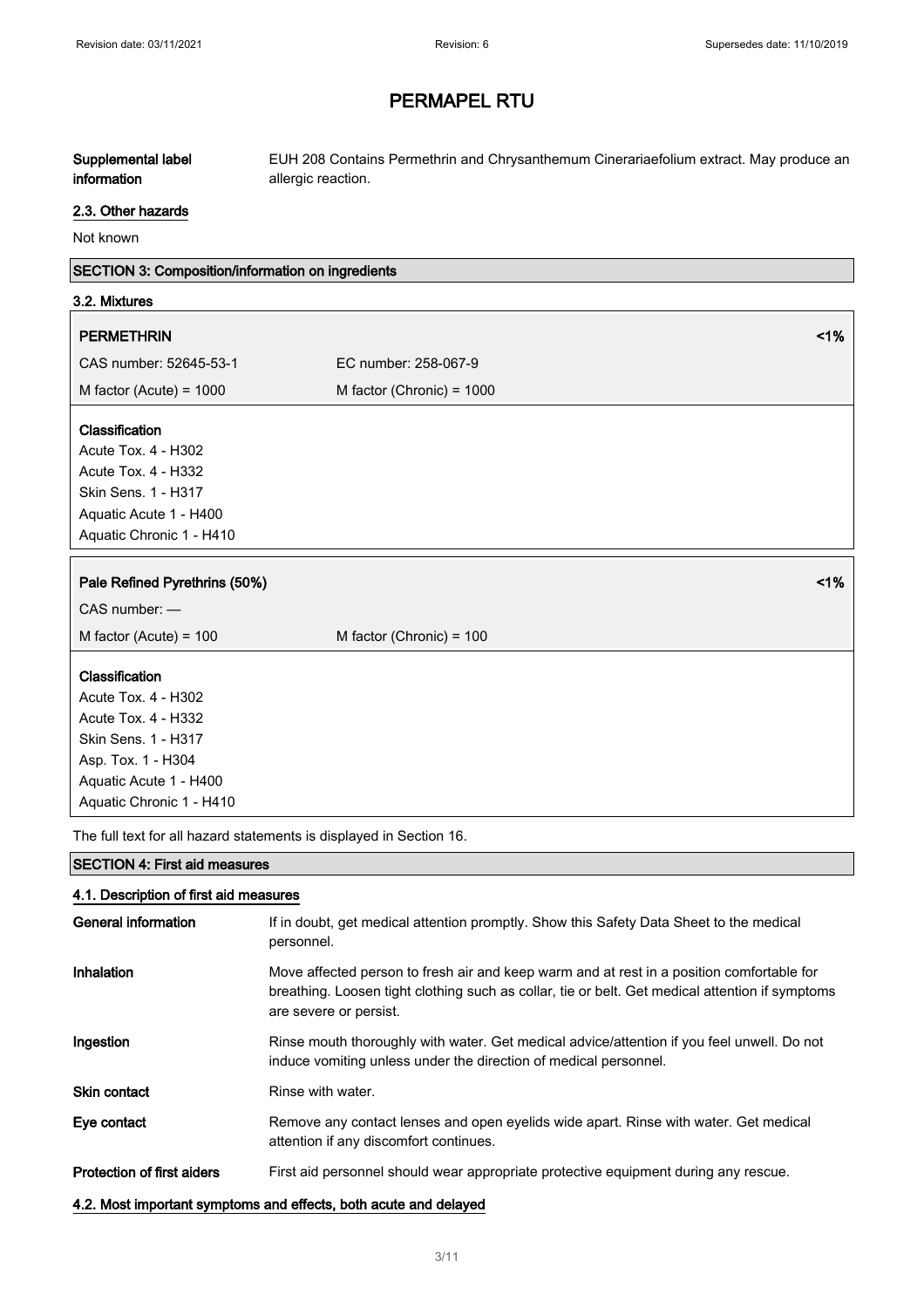# PERMAPEL RTU

| | |
|---|---|
| **Supplemental label information** | EUH 208 Contains Permethrin and Chrysanthemum Cinerariaefolium extract. May produce an allergic reaction. |

### 2.3. Other hazards

Not known

## SECTION 3: Composition/information on ingredients

### 3.2. Mixtures

| **PERMETHRIN** | **<1%** |
|---|---|
| CAS number: 52645-53-1 | EC number: 258-067-9 |
| M factor (Acute) = 1000 | M factor (Chronic) = 1000 |

**Classification**
Acute Tox. 4 - H302
Acute Tox. 4 - H332
Skin Sens. 1 - H317
Aquatic Acute 1 - H400
Aquatic Chronic 1 - H410

| **Pale Refined Pyrethrins (50%)** | **<1%** |
|---|---|
| CAS number: — | |
| M factor (Acute) = 100 | M factor (Chronic) = 100 |

**Classification**
Acute Tox. 4 - H302
Acute Tox. 4 - H332
Skin Sens. 1 - H317
Asp. Tox. 1 - H304
Aquatic Acute 1 - H400
Aquatic Chronic 1 - H410

The full text for all hazard statements is displayed in Section 16.

## SECTION 4: First aid measures

### 4.1. Description of first aid measures

| | |
|---|---|
| **General information** | If in doubt, get medical attention promptly. Show this Safety Data Sheet to the medical personnel. |
| **Inhalation** | Move affected person to fresh air and keep warm and at rest in a position comfortable for breathing. Loosen tight clothing such as collar, tie or belt. Get medical attention if symptoms are severe or persist. |
| **Ingestion** | Rinse mouth thoroughly with water. Get medical advice/attention if you feel unwell. Do not induce vomiting unless under the direction of medical personnel. |
| **Skin contact** | Rinse with water. |
| **Eye contact** | Remove any contact lenses and open eyelids wide apart. Rinse with water. Get medical attention if any discomfort continues. |
| **Protection of first aiders** | First aid personnel should wear appropriate protective equipment during any rescue. |

### 4.2. Most important symptoms and effects, both acute and delayed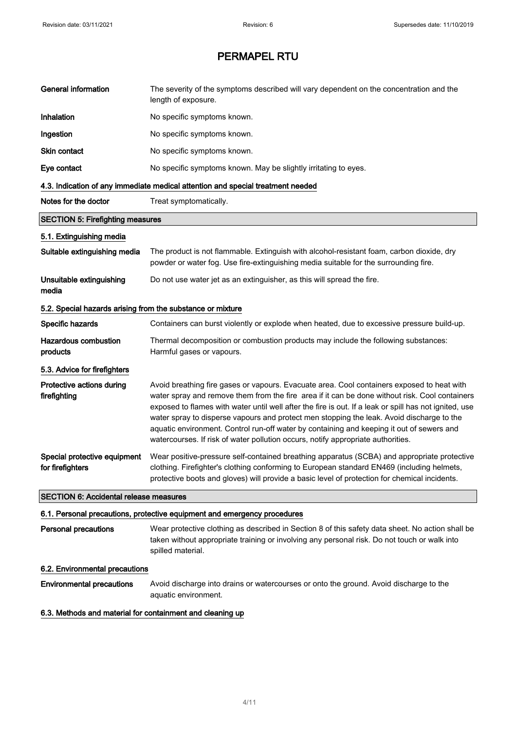# PERMAPEL RTU

**General information** The severity of the symptoms described will vary dependent on the concentration and the length of exposure.

**Inhalation** No specific symptoms known.

**Ingestion** No specific symptoms known.

**Skin contact** No specific symptoms known.

**Eye contact** No specific symptoms known. May be slightly irritating to eyes.

### 4.3. Indication of any immediate medical attention and special treatment needed

**Notes for the doctor** Treat symptomatically.

## SECTION 5: Firefighting measures

### 5.1. Extinguishing media

**Suitable extinguishing media** The product is not flammable. Extinguish with alcohol-resistant foam, carbon dioxide, dry powder or water fog. Use fire-extinguishing media suitable for the surrounding fire.

**Unsuitable extinguishing media** Do not use water jet as an extinguisher, as this will spread the fire.

### 5.2. Special hazards arising from the substance or mixture

**Specific hazards** Containers can burst violently or explode when heated, due to excessive pressure build-up.

**Hazardous combustion products** Thermal decomposition or combustion products may include the following substances: Harmful gases or vapours.

### 5.3. Advice for firefighters

**Protective actions during firefighting** Avoid breathing fire gases or vapours. Evacuate area. Cool containers exposed to heat with water spray and remove them from the fire area if it can be done without risk. Cool containers exposed to flames with water until well after the fire is out. If a leak or spill has not ignited, use water spray to disperse vapours and protect men stopping the leak. Avoid discharge to the aquatic environment. Control run-off water by containing and keeping it out of sewers and watercourses. If risk of water pollution occurs, notify appropriate authorities.

**Special protective equipment for firefighters** Wear positive-pressure self-contained breathing apparatus (SCBA) and appropriate protective clothing. Firefighter's clothing conforming to European standard EN469 (including helmets, protective boots and gloves) will provide a basic level of protection for chemical incidents.

## SECTION 6: Accidental release measures

### 6.1. Personal precautions, protective equipment and emergency procedures

**Personal precautions** Wear protective clothing as described in Section 8 of this safety data sheet. No action shall be taken without appropriate training or involving any personal risk. Do not touch or walk into spilled material.

### 6.2. Environmental precautions

**Environmental precautions** Avoid discharge into drains or watercourses or onto the ground. Avoid discharge to the aquatic environment.

### 6.3. Methods and material for containment and cleaning up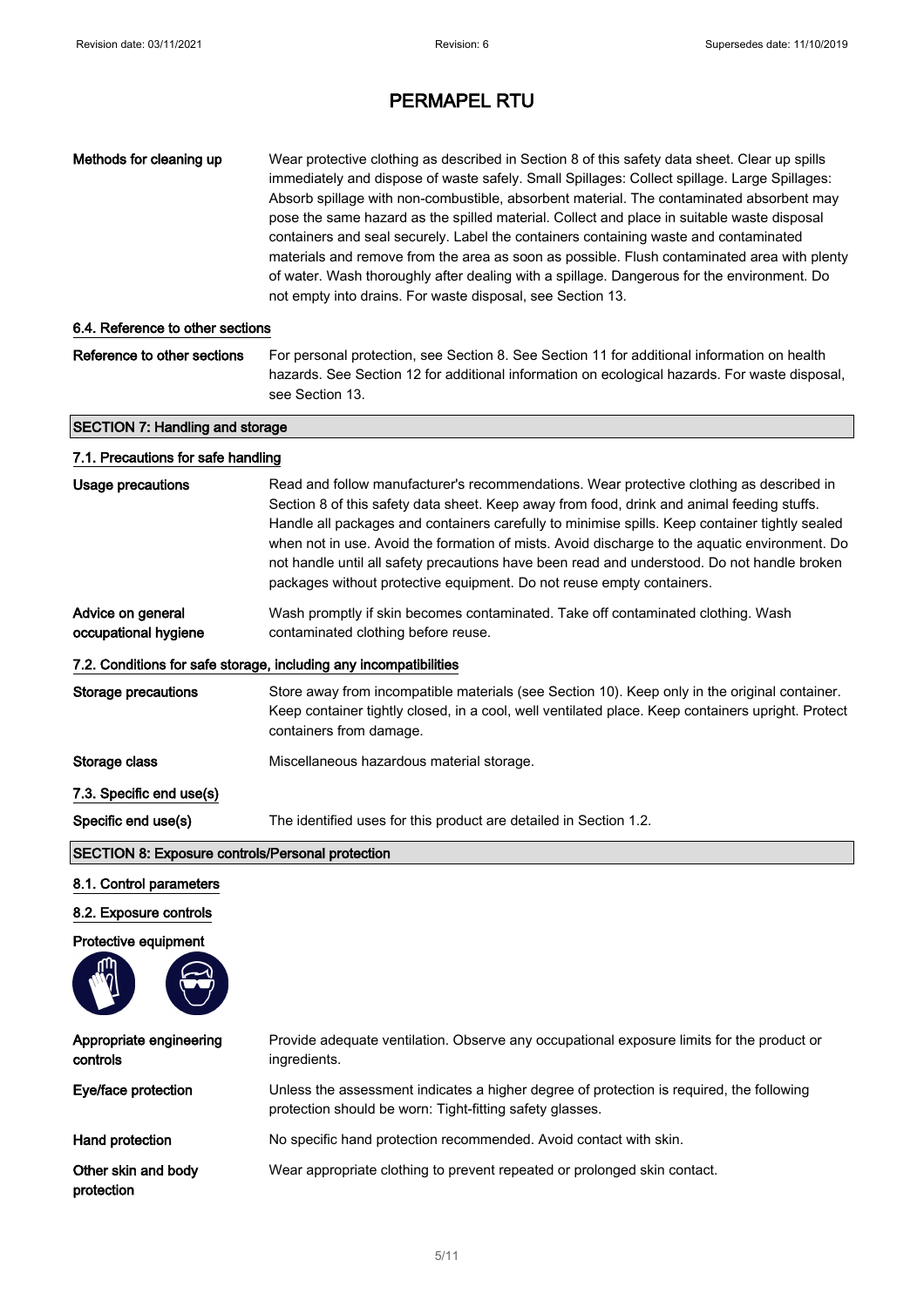# PERMAPEL RTU

| | |
|---|---|
| **Methods for cleaning up** | Wear protective clothing as described in Section 8 of this safety data sheet. Clear up spills immediately and dispose of waste safely. Small Spillages: Collect spillage. Large Spillages: Absorb spillage with non-combustible, absorbent material. The contaminated absorbent may pose the same hazard as the spilled material. Collect and place in suitable waste disposal containers and seal securely. Label the containers containing waste and contaminated materials and remove from the area as soon as possible. Flush contaminated area with plenty of water. Wash thoroughly after dealing with a spillage. Dangerous for the environment. Do not empty into drains. For waste disposal, see Section 13. |

### 6.4. Reference to other sections

| | |
|---|---|
| **Reference to other sections** | For personal protection, see Section 8. See Section 11 for additional information on health hazards. See Section 12 for additional information on ecological hazards. For waste disposal, see Section 13. |

## SECTION 7: Handling and storage

### 7.1. Precautions for safe handling

| | |
|---|---|
| **Usage precautions** | Read and follow manufacturer's recommendations. Wear protective clothing as described in Section 8 of this safety data sheet. Keep away from food, drink and animal feeding stuffs. Handle all packages and containers carefully to minimise spills. Keep container tightly sealed when not in use. Avoid the formation of mists. Avoid discharge to the aquatic environment. Do not handle until all safety precautions have been read and understood. Do not handle broken packages without protective equipment. Do not reuse empty containers. |
| **Advice on general occupational hygiene** | Wash promptly if skin becomes contaminated. Take off contaminated clothing. Wash contaminated clothing before reuse. |

### 7.2. Conditions for safe storage, including any incompatibilities

| | |
|---|---|
| **Storage precautions** | Store away from incompatible materials (see Section 10). Keep only in the original container. Keep container tightly closed, in a cool, well ventilated place. Keep containers upright. Protect containers from damage. |
| **Storage class** | Miscellaneous hazardous material storage. |

### 7.3. Specific end use(s)

| | |
|---|---|
| **Specific end use(s)** | The identified uses for this product are detailed in Section 1.2. |

## SECTION 8: Exposure controls/Personal protection

### 8.1. Control parameters

### 8.2. Exposure controls

**Protective equipment**

| | |
|---|---|
| **Appropriate engineering controls** | Provide adequate ventilation. Observe any occupational exposure limits for the product or ingredients. |
| **Eye/face protection** | Unless the assessment indicates a higher degree of protection is required, the following protection should be worn: Tight-fitting safety glasses. |
| **Hand protection** | No specific hand protection recommended. Avoid contact with skin. |
| **Other skin and body protection** | Wear appropriate clothing to prevent repeated or prolonged skin contact. |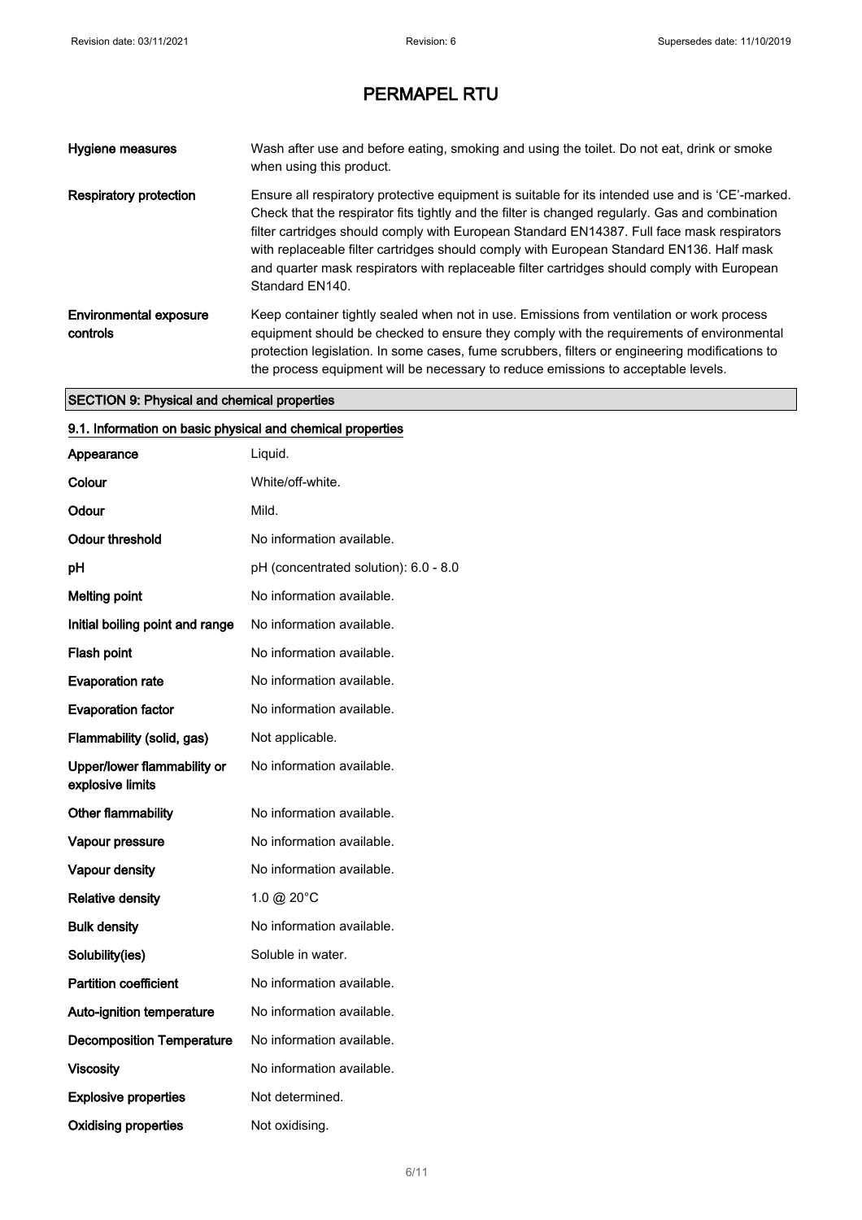| | |
|---|---|
| **Hygiene measures** | Wash after use and before eating, smoking and using the toilet. Do not eat, drink or smoke when using this product. |
| **Respiratory protection** | Ensure all respiratory protective equipment is suitable for its intended use and is 'CE'-marked. Check that the respirator fits tightly and the filter is changed regularly. Gas and combination filter cartridges should comply with European Standard EN14387. Full face mask respirators with replaceable filter cartridges should comply with European Standard EN136. Half mask and quarter mask respirators with replaceable filter cartridges should comply with European Standard EN140. |
| **Environmental exposure controls** | Keep container tightly sealed when not in use. Emissions from ventilation or work process equipment should be checked to ensure they comply with the requirements of environmental protection legislation. In some cases, fume scrubbers, filters or engineering modifications to the process equipment will be necessary to reduce emissions to acceptable levels. |

## SECTION 9: Physical and chemical properties

### 9.1. Information on basic physical and chemical properties

| | |
|---|---|
| **Appearance** | Liquid. |
| **Colour** | White/off-white. |
| **Odour** | Mild. |
| **Odour threshold** | No information available. |
| **pH** | pH (concentrated solution): 6.0 - 8.0 |
| **Melting point** | No information available. |
| **Initial boiling point and range** | No information available. |
| **Flash point** | No information available. |
| **Evaporation rate** | No information available. |
| **Evaporation factor** | No information available. |
| **Flammability (solid, gas)** | Not applicable. |
| **Upper/lower flammability or explosive limits** | No information available. |
| **Other flammability** | No information available. |
| **Vapour pressure** | No information available. |
| **Vapour density** | No information available. |
| **Relative density** | 1.0 @ 20°C |
| **Bulk density** | No information available. |
| **Solubility(ies)** | Soluble in water. |
| **Partition coefficient** | No information available. |
| **Auto-ignition temperature** | No information available. |
| **Decomposition Temperature** | No information available. |
| **Viscosity** | No information available. |
| **Explosive properties** | Not determined. |
| **Oxidising properties** | Not oxidising. |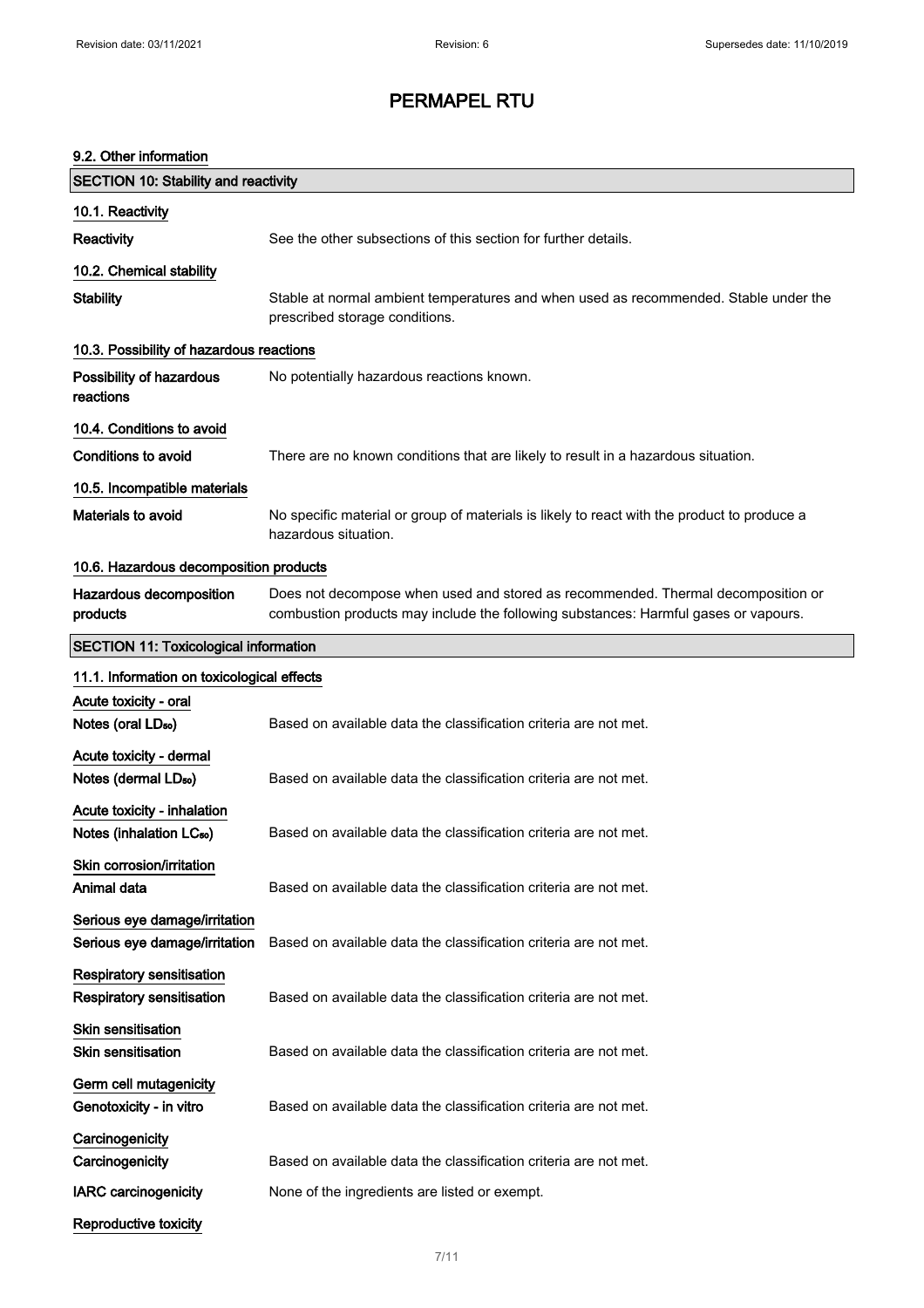# PERMAPEL RTU

### 9.2. Other information

## SECTION 10: Stability and reactivity

### 10.1. Reactivity

**Reactivity** See the other subsections of this section for further details.

### 10.2. Chemical stability

**Stability** Stable at normal ambient temperatures and when used as recommended. Stable under the prescribed storage conditions.

### 10.3. Possibility of hazardous reactions

**Possibility of hazardous reactions** No potentially hazardous reactions known.

### 10.4. Conditions to avoid

**Conditions to avoid** There are no known conditions that are likely to result in a hazardous situation.

### 10.5. Incompatible materials

**Materials to avoid** No specific material or group of materials is likely to react with the product to produce a hazardous situation.

### 10.6. Hazardous decomposition products

**Hazardous decomposition products** Does not decompose when used and stored as recommended. Thermal decomposition or combustion products may include the following substances: Harmful gases or vapours.

## SECTION 11: Toxicological information

### 11.1. Information on toxicological effects

**Acute toxicity - oral**

**Notes (oral $LD_{50}$)** Based on available data the classification criteria are not met.

**Acute toxicity - dermal**

**Notes (dermal $LD_{50}$)** Based on available data the classification criteria are not met.

**Acute toxicity - inhalation**

**Notes (inhalation $LC_{50}$)** Based on available data the classification criteria are not met.

**Skin corrosion/irritation**

**Animal data** Based on available data the classification criteria are not met.

**Serious eye damage/irritation**

**Serious eye damage/irritation** Based on available data the classification criteria are not met.

**Respiratory sensitisation**

**Respiratory sensitisation** Based on available data the classification criteria are not met.

**Skin sensitisation**

**Skin sensitisation** Based on available data the classification criteria are not met.

**Germ cell mutagenicity**

**Genotoxicity - in vitro** Based on available data the classification criteria are not met.

**Carcinogenicity**

**Carcinogenicity** Based on available data the classification criteria are not met.

**IARC carcinogenicity** None of the ingredients are listed or exempt.

**Reproductive toxicity**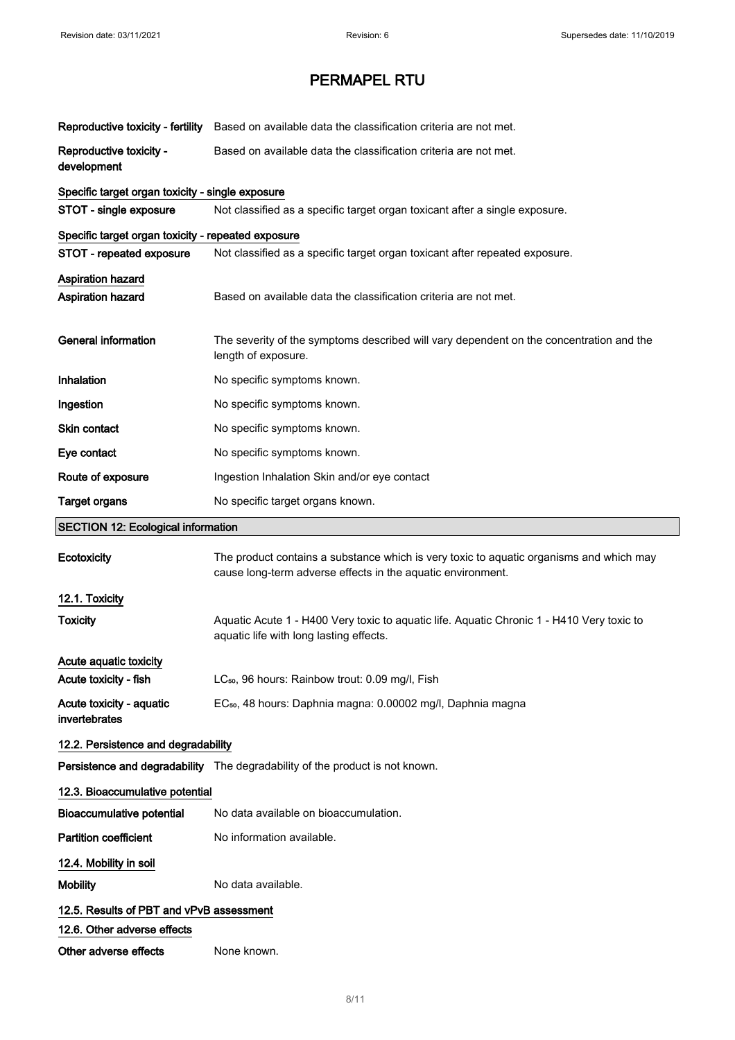# PERMAPEL RTU

**Reproductive toxicity - fertility** Based on available data the classification criteria are not met.

**Reproductive toxicity - development** Based on available data the classification criteria are not met.

**Specific target organ toxicity - single exposure**

**STOT - single exposure** Not classified as a specific target organ toxicant after a single exposure.

**Specific target organ toxicity - repeated exposure**

**STOT - repeated exposure** Not classified as a specific target organ toxicant after repeated exposure.

**Aspiration hazard**

**Aspiration hazard** Based on available data the classification criteria are not met.

**General information** The severity of the symptoms described will vary dependent on the concentration and the length of exposure.

**Inhalation** No specific symptoms known.

**Ingestion** No specific symptoms known.

**Skin contact** No specific symptoms known.

**Eye contact** No specific symptoms known.

**Route of exposure** Ingestion Inhalation Skin and/or eye contact

**Target organs** No specific target organs known.

## SECTION 12: Ecological information

**Ecotoxicity** The product contains a substance which is very toxic to aquatic organisms and which may cause long-term adverse effects in the aquatic environment.

### 12.1. Toxicity

**Toxicity** Aquatic Acute 1 - H400 Very toxic to aquatic life. Aquatic Chronic 1 - H410 Very toxic to aquatic life with long lasting effects.

**Acute aquatic toxicity**

**Acute toxicity - fish** $LC_{50}$, 96 hours: Rainbow trout: 0.09 mg/l, Fish

**Acute toxicity - aquatic invertebrates** $EC_{50}$, 48 hours: Daphnia magna: 0.00002 mg/l, Daphnia magna

### 12.2. Persistence and degradability

**Persistence and degradability** The degradability of the product is not known.

### 12.3. Bioaccumulative potential

**Bioaccumulative potential** No data available on bioaccumulation.

**Partition coefficient** No information available.

### 12.4. Mobility in soil

**Mobility** No data available.

### 12.5. Results of PBT and vPvB assessment

### 12.6. Other adverse effects

**Other adverse effects** None known.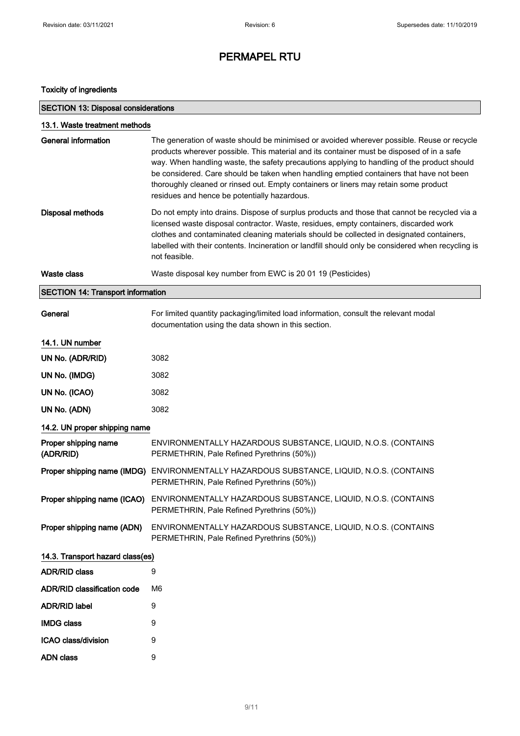# PERMAPEL RTU

**Toxicity of ingredients**

## SECTION 13: Disposal considerations

### 13.1. Waste treatment methods

**General information** The generation of waste should be minimised or avoided wherever possible. Reuse or recycle products wherever possible. This material and its container must be disposed of in a safe way. When handling waste, the safety precautions applying to handling of the product should be considered. Care should be taken when handling emptied containers that have not been thoroughly cleaned or rinsed out. Empty containers or liners may retain some product residues and hence be potentially hazardous.

**Disposal methods** Do not empty into drains. Dispose of surplus products and those that cannot be recycled via a licensed waste disposal contractor. Waste, residues, empty containers, discarded work clothes and contaminated cleaning materials should be collected in designated containers, labelled with their contents. Incineration or landfill should only be considered when recycling is not feasible.

**Waste class** Waste disposal key number from EWC is 20 01 19 (Pesticides)

## SECTION 14: Transport information

**General** For limited quantity packaging/limited load information, consult the relevant modal documentation using the data shown in this section.

### 14.1. UN number

**UN No. (ADR/RID)** 3082

**UN No. (IMDG)** 3082

**UN No. (ICAO)** 3082

**UN No. (ADN)** 3082

### 14.2. UN proper shipping name

**Proper shipping name (ADR/RID)** ENVIRONMENTALLY HAZARDOUS SUBSTANCE, LIQUID, N.O.S. (CONTAINS PERMETHRIN, Pale Refined Pyrethrins (50%))

**Proper shipping name (IMDG)** ENVIRONMENTALLY HAZARDOUS SUBSTANCE, LIQUID, N.O.S. (CONTAINS PERMETHRIN, Pale Refined Pyrethrins (50%))

**Proper shipping name (ICAO)** ENVIRONMENTALLY HAZARDOUS SUBSTANCE, LIQUID, N.O.S. (CONTAINS PERMETHRIN, Pale Refined Pyrethrins (50%))

**Proper shipping name (ADN)** ENVIRONMENTALLY HAZARDOUS SUBSTANCE, LIQUID, N.O.S. (CONTAINS PERMETHRIN, Pale Refined Pyrethrins (50%))

### 14.3. Transport hazard class(es)

**ADR/RID class** 9

**ADR/RID classification code** M6

**ADR/RID label** 9

**IMDG class** 9

**ICAO class/division** 9

**ADN class** 9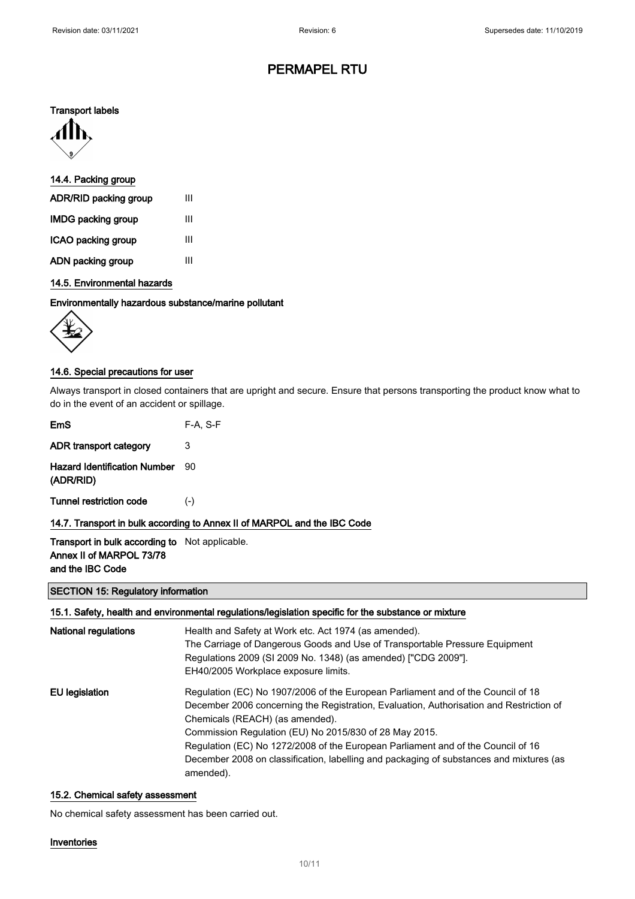**Transport labels**

### 14.4. Packing group

| | |
|---|---|
| **ADR/RID packing group** | III |
| **IMDG packing group** | III |
| **ICAO packing group** | III |
| **ADN packing group** | III |

### 14.5. Environmental hazards

**Environmentally hazardous substance/marine pollutant**

### 14.6. Special precautions for user

Always transport in closed containers that are upright and secure. Ensure that persons transporting the product know what to do in the event of an accident or spillage.

| | |
|---|---|
| **EmS** | F-A, S-F |
| **ADR transport category** | 3 |
| **Hazard Identification Number (ADR/RID)** | 90 |
| **Tunnel restriction code** | (-) |

### 14.7. Transport in bulk according to Annex II of MARPOL and the IBC Code

| | |
|---|---|
| **Transport in bulk according to Annex II of MARPOL 73/78 and the IBC Code** | Not applicable. |

## SECTION 15: Regulatory information

### 15.1. Safety, health and environmental regulations/legislation specific for the substance or mixture

| | |
|---|---|
| **National regulations** | Health and Safety at Work etc. Act 1974 (as amended).<br>The Carriage of Dangerous Goods and Use of Transportable Pressure Equipment Regulations 2009 (SI 2009 No. 1348) (as amended) ["CDG 2009"].<br>EH40/2005 Workplace exposure limits. |
| **EU legislation** | Regulation (EC) No 1907/2006 of the European Parliament and of the Council of 18 December 2006 concerning the Registration, Evaluation, Authorisation and Restriction of Chemicals (REACH) (as amended).<br>Commission Regulation (EU) No 2015/830 of 28 May 2015.<br>Regulation (EC) No 1272/2008 of the European Parliament and of the Council of 16 December 2008 on classification, labelling and packaging of substances and mixtures (as amended). |

### 15.2. Chemical safety assessment

No chemical safety assessment has been carried out.

**Inventories**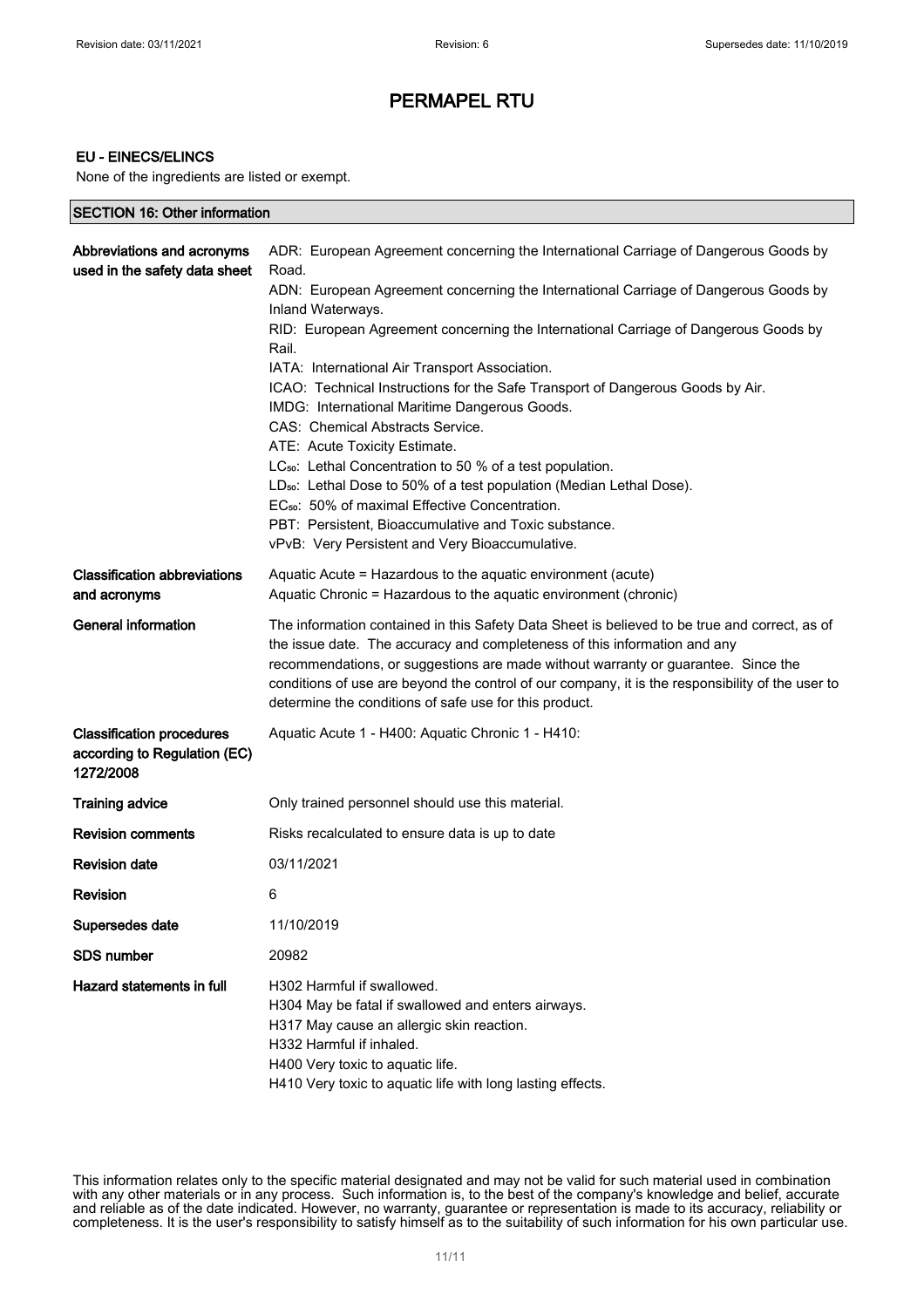# PERMAPEL RTU

#### EU - EINECS/ELINCS

None of the ingredients are listed or exempt.

## SECTION 16: Other information

| | |
|---|---|
| **Abbreviations and acronyms used in the safety data sheet** | ADR: European Agreement concerning the International Carriage of Dangerous Goods by Road.<br>ADN: European Agreement concerning the International Carriage of Dangerous Goods by Inland Waterways.<br>RID: European Agreement concerning the International Carriage of Dangerous Goods by Rail.<br>IATA: International Air Transport Association.<br>ICAO: Technical Instructions for the Safe Transport of Dangerous Goods by Air.<br>IMDG: International Maritime Dangerous Goods.<br>CAS: Chemical Abstracts Service.<br>ATE: Acute Toxicity Estimate.<br>$LC_{50}$: Lethal Concentration to 50 % of a test population.<br>$LD_{50}$: Lethal Dose to 50% of a test population (Median Lethal Dose).<br>$EC_{50}$: 50% of maximal Effective Concentration.<br>PBT: Persistent, Bioaccumulative and Toxic substance.<br>vPvB: Very Persistent and Very Bioaccumulative. |
| **Classification abbreviations and acronyms** | Aquatic Acute = Hazardous to the aquatic environment (acute)<br>Aquatic Chronic = Hazardous to the aquatic environment (chronic) |
| **General information** | The information contained in this Safety Data Sheet is believed to be true and correct, as of the issue date. The accuracy and completeness of this information and any recommendations, or suggestions are made without warranty or guarantee. Since the conditions of use are beyond the control of our company, it is the responsibility of the user to determine the conditions of safe use for this product. |
| **Classification procedures according to Regulation (EC) 1272/2008** | Aquatic Acute 1 - H400: Aquatic Chronic 1 - H410: |
| **Training advice** | Only trained personnel should use this material. |
| **Revision comments** | Risks recalculated to ensure data is up to date |
| **Revision date** | 03/11/2021 |
| **Revision** | 6 |
| **Supersedes date** | 11/10/2019 |
| **SDS number** | 20982 |
| **Hazard statements in full** | H302 Harmful if swallowed.<br>H304 May be fatal if swallowed and enters airways.<br>H317 May cause an allergic skin reaction.<br>H332 Harmful if inhaled.<br>H400 Very toxic to aquatic life.<br>H410 Very toxic to aquatic life with long lasting effects. |

This information relates only to the specific material designated and may not be valid for such material used in combination with any other materials or in any process. Such information is, to the best of the company's knowledge and belief, accurate and reliable as of the date indicated. However, no warranty, guarantee or representation is made to its accuracy, reliability or completeness. It is the user's responsibility to satisfy himself as to the suitability of such information for his own particular use.